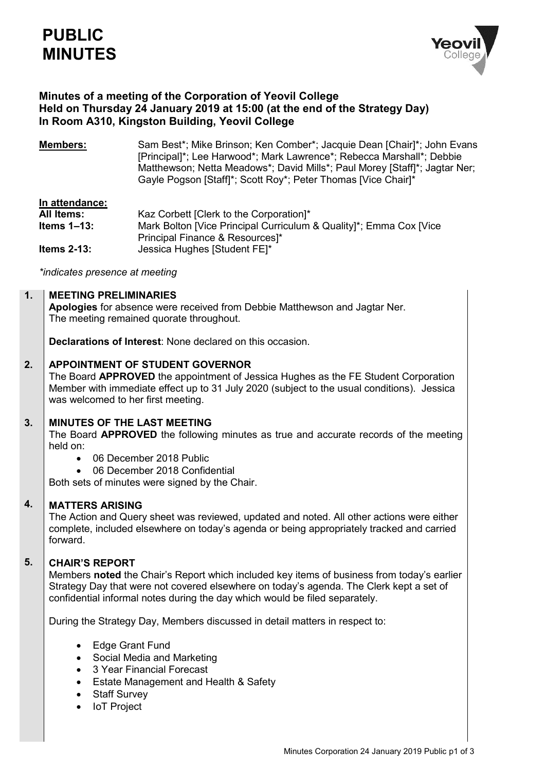# PUBLIC MINUTES

## Minutes of a meeting of the Corporation of Yeovil College
## Held on Thursday 24 January 2019 at 15:00 (at the end of the Strategy Day)
## In Room A310, Kingston Building, Yeovil College

**Members:** Sam Best*; Mike Brinson; Ken Comber*; Jacquie Dean [Chair]*; John Evans [Principal]*; Lee Harwood*; Mark Lawrence*; Rebecca Marshall*; Debbie Matthewson; Netta Meadows*; David Mills*; Paul Morey [Staff]*; Jagtar Ner; Gayle Pogson [Staff]*; Scott Roy*; Peter Thomas [Vice Chair]*

**In attendance:**

**All Items:** Kaz Corbett [Clerk to the Corporation]*

**Items 1–13:** Mark Bolton [Vice Principal Curriculum & Quality]*; Emma Cox [Vice Principal Finance & Resources]*

**Items 2-13:** Jessica Hughes [Student FE]*

*\*indicates presence at meeting*

**1. MEETING PRELIMINARIES**

**Apologies** for absence were received from Debbie Matthewson and Jagtar Ner.
The meeting remained quorate throughout.

**Declarations of Interest**: None declared on this occasion.

**2. APPOINTMENT OF STUDENT GOVERNOR**

The Board **APPROVED** the appointment of Jessica Hughes as the FE Student Corporation Member with immediate effect up to 31 July 2020 (subject to the usual conditions). Jessica was welcomed to her first meeting.

**3. MINUTES OF THE LAST MEETING**

The Board **APPROVED** the following minutes as true and accurate records of the meeting held on:

- 06 December 2018 Public
- 06 December 2018 Confidential

Both sets of minutes were signed by the Chair.

**4. MATTERS ARISING**

The Action and Query sheet was reviewed, updated and noted. All other actions were either complete, included elsewhere on today's agenda or being appropriately tracked and carried forward.

**5. CHAIR'S REPORT**

Members **noted** the Chair's Report which included key items of business from today's earlier Strategy Day that were not covered elsewhere on today's agenda. The Clerk kept a set of confidential informal notes during the day which would be filed separately.

During the Strategy Day, Members discussed in detail matters in respect to:

- Edge Grant Fund
- Social Media and Marketing
- 3 Year Financial Forecast
- Estate Management and Health & Safety
- Staff Survey
- IoT Project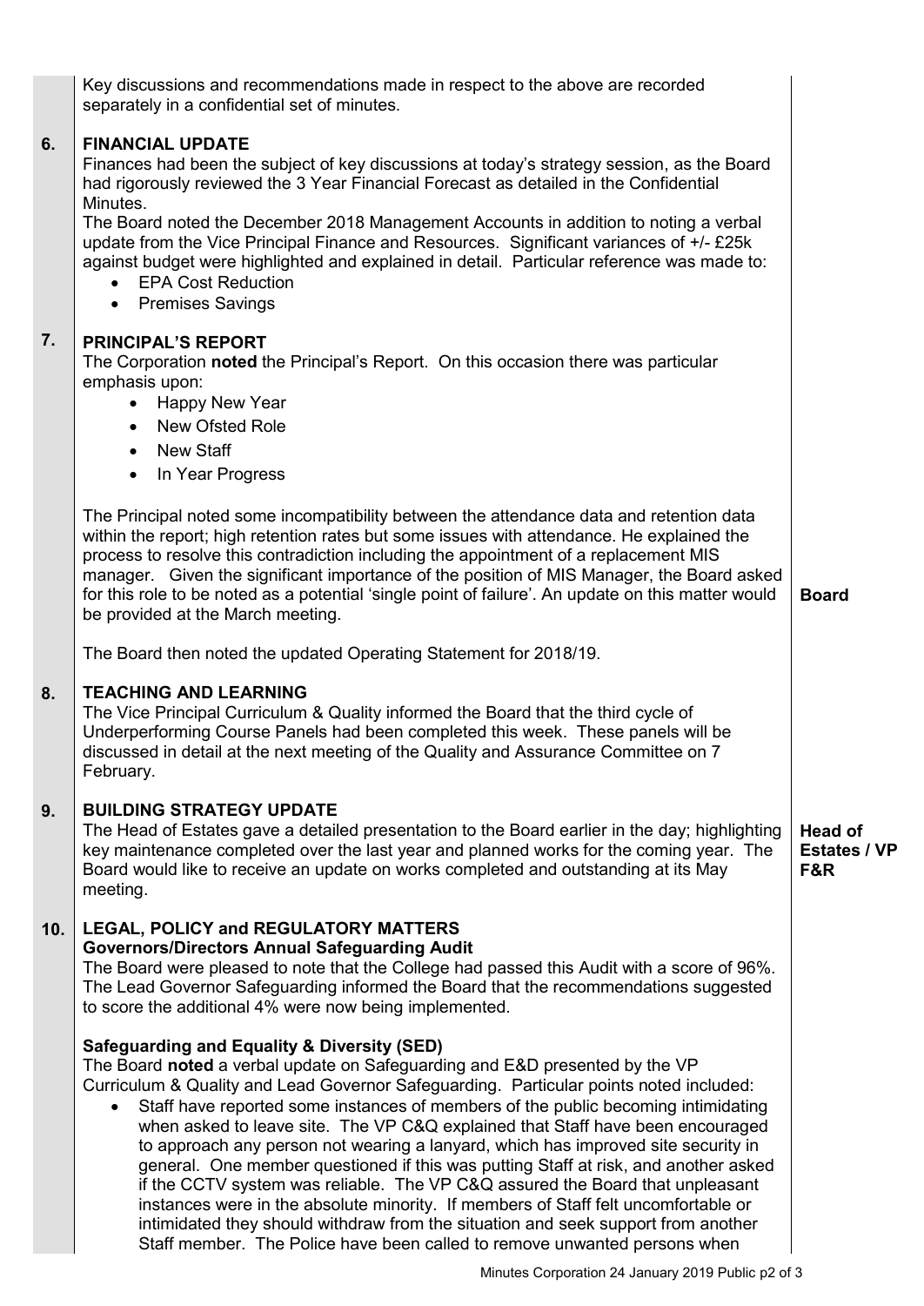Key discussions and recommendations made in respect to the above are recorded separately in a confidential set of minutes.

## 6. FINANCIAL UPDATE

Finances had been the subject of key discussions at today's strategy session, as the Board had rigorously reviewed the 3 Year Financial Forecast as detailed in the Confidential Minutes.

The Board noted the December 2018 Management Accounts in addition to noting a verbal update from the Vice Principal Finance and Resources. Significant variances of +/- £25k against budget were highlighted and explained in detail. Particular reference was made to:

- EPA Cost Reduction
- Premises Savings

## 7. PRINCIPAL'S REPORT

The Corporation **noted** the Principal's Report. On this occasion there was particular emphasis upon:

- Happy New Year
- New Ofsted Role
- New Staff
- In Year Progress

The Principal noted some incompatibility between the attendance data and retention data within the report; high retention rates but some issues with attendance. He explained the process to resolve this contradiction including the appointment of a replacement MIS manager. Given the significant importance of the position of MIS Manager, the Board asked for this role to be noted as a potential 'single point of failure'. An update on this matter would be provided at the March meeting. **Board**

The Board then noted the updated Operating Statement for 2018/19.

## 8. TEACHING AND LEARNING

The Vice Principal Curriculum & Quality informed the Board that the third cycle of Underperforming Course Panels had been completed this week. These panels will be discussed in detail at the next meeting of the Quality and Assurance Committee on 7 February.

## 9. BUILDING STRATEGY UPDATE

The Head of Estates gave a detailed presentation to the Board earlier in the day; highlighting key maintenance completed over the last year and planned works for the coming year. The Board would like to receive an update on works completed and outstanding at its May meeting. **Head of Estates / VP F&R**

## 10. LEGAL, POLICY and REGULATORY MATTERS

**Governors/Directors Annual Safeguarding Audit**

The Board were pleased to note that the College had passed this Audit with a score of 96%. The Lead Governor Safeguarding informed the Board that the recommendations suggested to score the additional 4% were now being implemented.

**Safeguarding and Equality & Diversity (SED)**

The Board **noted** a verbal update on Safeguarding and E&D presented by the VP Curriculum & Quality and Lead Governor Safeguarding. Particular points noted included:

- Staff have reported some instances of members of the public becoming intimidating when asked to leave site. The VP C&Q explained that Staff have been encouraged to approach any person not wearing a lanyard, which has improved site security in general. One member questioned if this was putting Staff at risk, and another asked if the CCTV system was reliable. The VP C&Q assured the Board that unpleasant instances were in the absolute minority. If members of Staff felt uncomfortable or intimidated they should withdraw from the situation and seek support from another Staff member. The Police have been called to remove unwanted persons when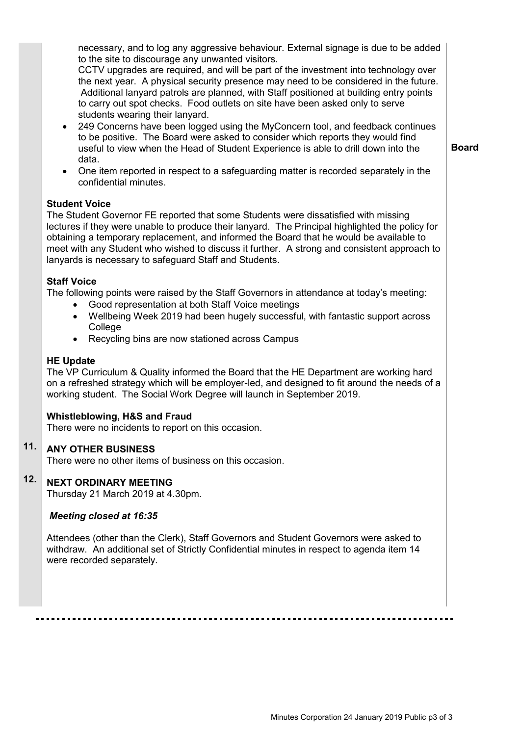necessary, and to log any aggressive behaviour. External signage is due to be added to the site to discourage any unwanted visitors.
CCTV upgrades are required, and will be part of the investment into technology over the next year. A physical security presence may need to be considered in the future. Additional lanyard patrols are planned, with Staff positioned at building entry points to carry out spot checks. Food outlets on site have been asked only to serve students wearing their lanyard.

- 249 Concerns have been logged using the MyConcern tool, and feedback continues to be positive. The Board were asked to consider which reports they would find useful to view when the Head of Student Experience is able to drill down into the data. **Board**
- One item reported in respect to a safeguarding matter is recorded separately in the confidential minutes.

**Student Voice**
The Student Governor FE reported that some Students were dissatisfied with missing lectures if they were unable to produce their lanyard. The Principal highlighted the policy for obtaining a temporary replacement, and informed the Board that he would be available to meet with any Student who wished to discuss it further. A strong and consistent approach to lanyards is necessary to safeguard Staff and Students.

**Staff Voice**
The following points were raised by the Staff Governors in attendance at today's meeting:

- Good representation at both Staff Voice meetings
- Wellbeing Week 2019 had been hugely successful, with fantastic support across College
- Recycling bins are now stationed across Campus

**HE Update**
The VP Curriculum & Quality informed the Board that the HE Department are working hard on a refreshed strategy which will be employer-led, and designed to fit around the needs of a working student. The Social Work Degree will launch in September 2019.

**Whistleblowing, H&S and Fraud**
There were no incidents to report on this occasion.

**11. ANY OTHER BUSINESS**
There were no other items of business on this occasion.

**12. NEXT ORDINARY MEETING**
Thursday 21 March 2019 at 4.30pm.

***Meeting closed at 16:35***

Attendees (other than the Clerk), Staff Governors and Student Governors were asked to withdraw. An additional set of Strictly Confidential minutes in respect to agenda item 14 were recorded separately.